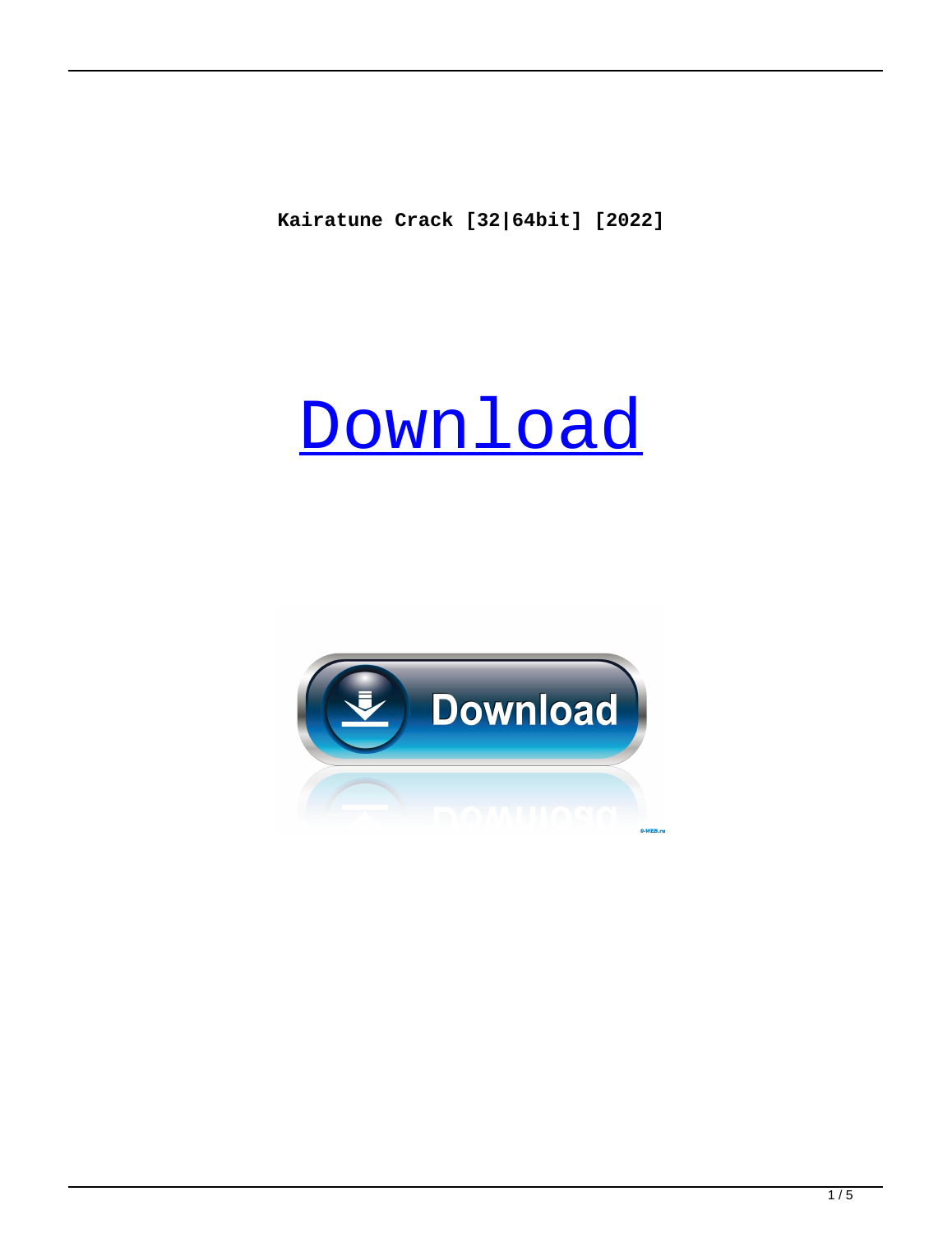**Kairatune Crack [32|64bit] [2022]**

# Download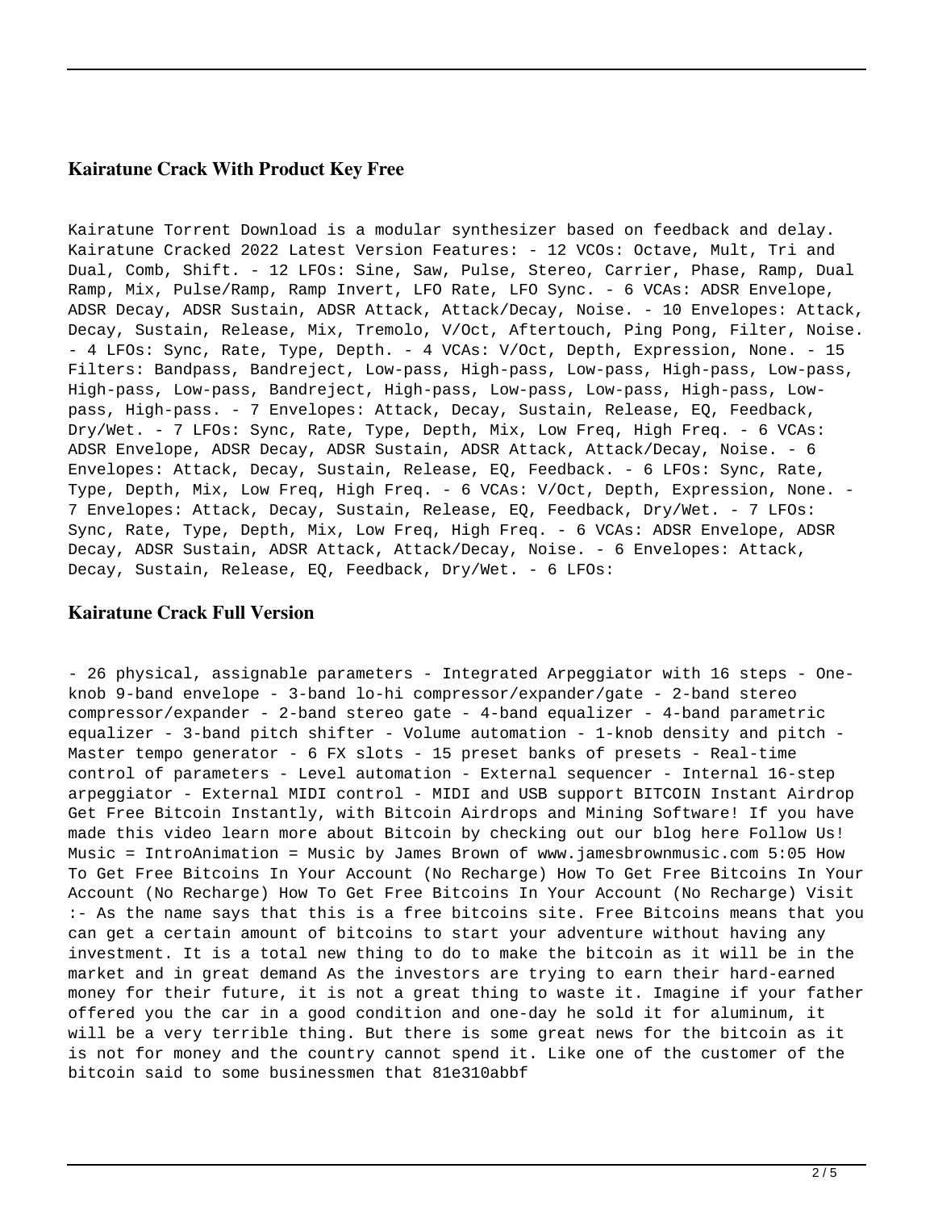### Kairatune Crack With Product Key Free

Kairatune Torrent Download is a modular synthesizer based on feedback and delay. Kairatune Cracked 2022 Latest Version Features: - 12 VCOs: Octave, Mult, Tri and Dual, Comb, Shift. - 12 LFOs: Sine, Saw, Pulse, Stereo, Carrier, Phase, Ramp, Dual Ramp, Mix, Pulse/Ramp, Ramp Invert, LFO Rate, LFO Sync. - 6 VCAs: ADSR Envelope, ADSR Decay, ADSR Sustain, ADSR Attack, Attack/Decay, Noise. - 10 Envelopes: Attack, Decay, Sustain, Release, Mix, Tremolo, V/Oct, Aftertouch, Ping Pong, Filter, Noise. - 4 LFOs: Sync, Rate, Type, Depth. - 4 VCAs: V/Oct, Depth, Expression, None. - 15 Filters: Bandpass, Bandreject, Low-pass, High-pass, Low-pass, High-pass, Low-pass, High-pass, Low-pass, Bandreject, High-pass, Low-pass, Low-pass, High-pass, Low-pass, High-pass. - 7 Envelopes: Attack, Decay, Sustain, Release, EQ, Feedback, Dry/Wet. - 7 LFOs: Sync, Rate, Type, Depth, Mix, Low Freq, High Freq. - 6 VCAs: ADSR Envelope, ADSR Decay, ADSR Sustain, ADSR Attack, Attack/Decay, Noise. - 6 Envelopes: Attack, Decay, Sustain, Release, EQ, Feedback. - 6 LFOs: Sync, Rate, Type, Depth, Mix, Low Freq, High Freq. - 6 VCAs: V/Oct, Depth, Expression, None. - 7 Envelopes: Attack, Decay, Sustain, Release, EQ, Feedback, Dry/Wet. - 7 LFOs: Sync, Rate, Type, Depth, Mix, Low Freq, High Freq. - 6 VCAs: ADSR Envelope, ADSR Decay, ADSR Sustain, ADSR Attack, Attack/Decay, Noise. - 6 Envelopes: Attack, Decay, Sustain, Release, EQ, Feedback, Dry/Wet. - 6 LFOs:

### Kairatune Crack Full Version

- 26 physical, assignable parameters - Integrated Arpeggiator with 16 steps - One-knob 9-band envelope - 3-band lo-hi compressor/expander/gate - 2-band stereo compressor/expander - 2-band stereo gate - 4-band equalizer - 4-band parametric equalizer - 3-band pitch shifter - Volume automation - 1-knob density and pitch - Master tempo generator - 6 FX slots - 15 preset banks of presets - Real-time control of parameters - Level automation - External sequencer - Internal 16-step arpeggiator - External MIDI control - MIDI and USB support BITCOIN Instant Airdrop Get Free Bitcoin Instantly, with Bitcoin Airdrops and Mining Software! If you have made this video learn more about Bitcoin by checking out our blog here Follow Us! Music = IntroAnimation = Music by James Brown of www.jamesbrownmusic.com 5:05 How To Get Free Bitcoins In Your Account (No Recharge) How To Get Free Bitcoins In Your Account (No Recharge) How To Get Free Bitcoins In Your Account (No Recharge) Visit :- As the name says that this is a free bitcoins site. Free Bitcoins means that you can get a certain amount of bitcoins to start your adventure without having any investment. It is a total new thing to do to make the bitcoin as it will be in the market and in great demand As the investors are trying to earn their hard-earned money for their future, it is not a great thing to waste it. Imagine if your father offered you the car in a good condition and one-day he sold it for aluminum, it will be a very terrible thing. But there is some great news for the bitcoin as it is not for money and the country cannot spend it. Like one of the customer of the bitcoin said to some businessmen that 81e310abbf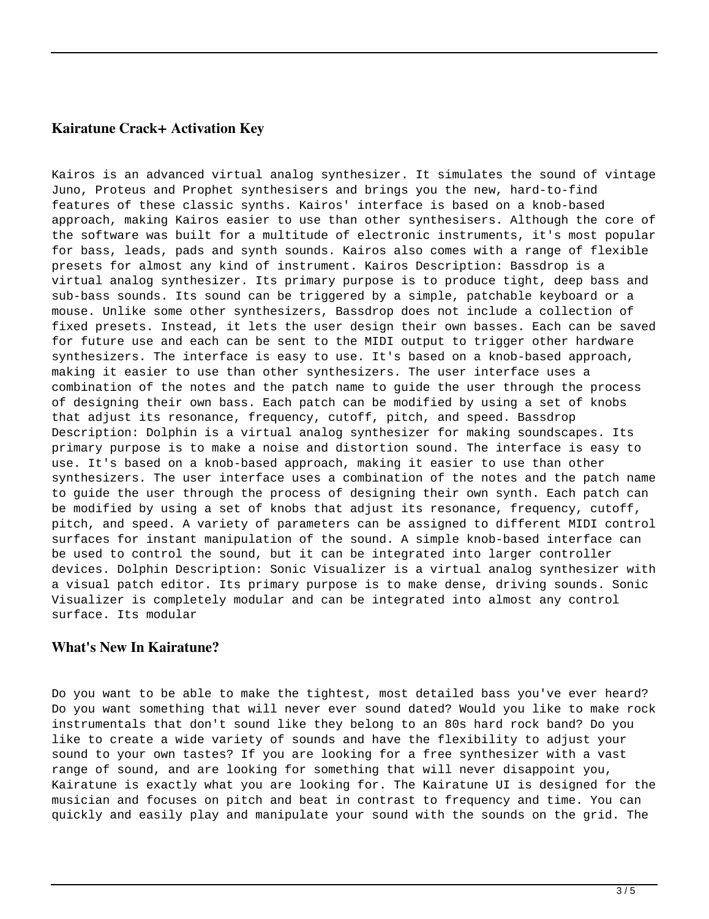### Kairatune Crack+ Activation Key

Kairos is an advanced virtual analog synthesizer. It simulates the sound of vintage Juno, Proteus and Prophet synthesisers and brings you the new, hard-to-find features of these classic synths. Kairos' interface is based on a knob-based approach, making Kairos easier to use than other synthesisers. Although the core of the software was built for a multitude of electronic instruments, it's most popular for bass, leads, pads and synth sounds. Kairos also comes with a range of flexible presets for almost any kind of instrument. Kairos Description: Bassdrop is a virtual analog synthesizer. Its primary purpose is to produce tight, deep bass and sub-bass sounds. Its sound can be triggered by a simple, patchable keyboard or a mouse. Unlike some other synthesizers, Bassdrop does not include a collection of fixed presets. Instead, it lets the user design their own basses. Each can be saved for future use and each can be sent to the MIDI output to trigger other hardware synthesizers. The interface is easy to use. It's based on a knob-based approach, making it easier to use than other synthesizers. The user interface uses a combination of the notes and the patch name to guide the user through the process of designing their own bass. Each patch can be modified by using a set of knobs that adjust its resonance, frequency, cutoff, pitch, and speed. Bassdrop Description: Dolphin is a virtual analog synthesizer for making soundscapes. Its primary purpose is to make a noise and distortion sound. The interface is easy to use. It's based on a knob-based approach, making it easier to use than other synthesizers. The user interface uses a combination of the notes and the patch name to guide the user through the process of designing their own synth. Each patch can be modified by using a set of knobs that adjust its resonance, frequency, cutoff, pitch, and speed. A variety of parameters can be assigned to different MIDI control surfaces for instant manipulation of the sound. A simple knob-based interface can be used to control the sound, but it can be integrated into larger controller devices. Dolphin Description: Sonic Visualizer is a virtual analog synthesizer with a visual patch editor. Its primary purpose is to make dense, driving sounds. Sonic Visualizer is completely modular and can be integrated into almost any control surface. Its modular

### What's New In Kairatune?

Do you want to be able to make the tightest, most detailed bass you've ever heard? Do you want something that will never ever sound dated? Would you like to make rock instrumentals that don't sound like they belong to an 80s hard rock band? Do you like to create a wide variety of sounds and have the flexibility to adjust your sound to your own tastes? If you are looking for a free synthesizer with a vast range of sound, and are looking for something that will never disappoint you, Kairatune is exactly what you are looking for. The Kairatune UI is designed for the musician and focuses on pitch and beat in contrast to frequency and time. You can quickly and easily play and manipulate your sound with the sounds on the grid. The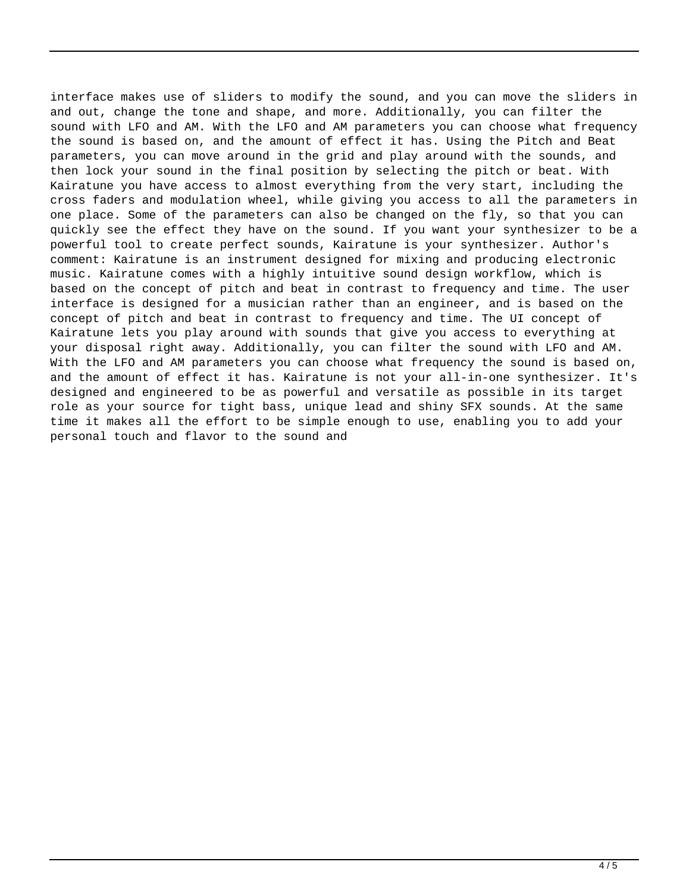interface makes use of sliders to modify the sound, and you can move the sliders in and out, change the tone and shape, and more. Additionally, you can filter the sound with LFO and AM. With the LFO and AM parameters you can choose what frequency the sound is based on, and the amount of effect it has. Using the Pitch and Beat parameters, you can move around in the grid and play around with the sounds, and then lock your sound in the final position by selecting the pitch or beat. With Kairatune you have access to almost everything from the very start, including the cross faders and modulation wheel, while giving you access to all the parameters in one place. Some of the parameters can also be changed on the fly, so that you can quickly see the effect they have on the sound. If you want your synthesizer to be a powerful tool to create perfect sounds, Kairatune is your synthesizer. Author's comment: Kairatune is an instrument designed for mixing and producing electronic music. Kairatune comes with a highly intuitive sound design workflow, which is based on the concept of pitch and beat in contrast to frequency and time. The user interface is designed for a musician rather than an engineer, and is based on the concept of pitch and beat in contrast to frequency and time. The UI concept of Kairatune lets you play around with sounds that give you access to everything at your disposal right away. Additionally, you can filter the sound with LFO and AM. With the LFO and AM parameters you can choose what frequency the sound is based on, and the amount of effect it has. Kairatune is not your all-in-one synthesizer. It's designed and engineered to be as powerful and versatile as possible in its target role as your source for tight bass, unique lead and shiny SFX sounds. At the same time it makes all the effort to be simple enough to use, enabling you to add your personal touch and flavor to the sound and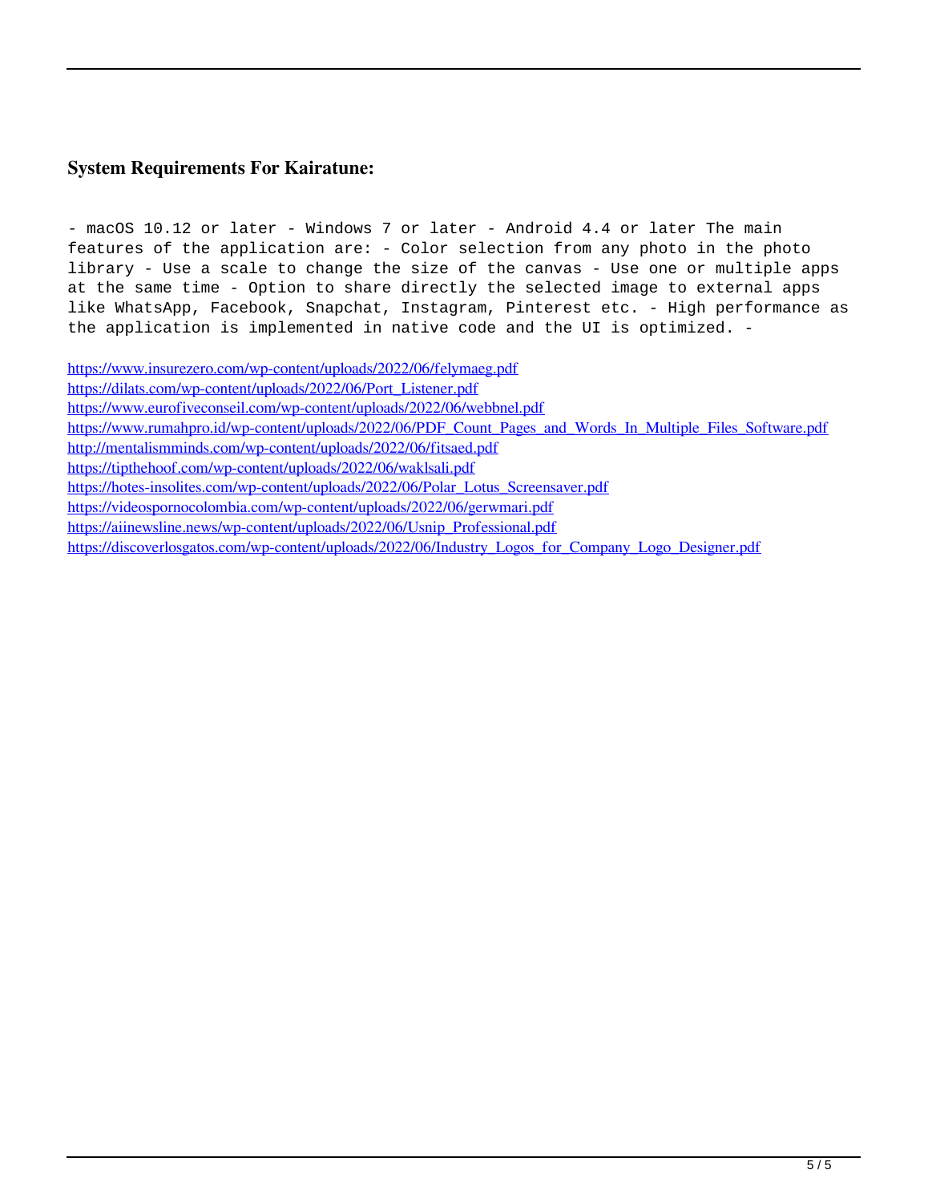### System Requirements For Kairatune:

```
- macOS 10.12 or later - Windows 7 or later - Android 4.4 or later The main
features of the application are: - Color selection from any photo in the photo
library - Use a scale to change the size of the canvas - Use one or multiple apps
at the same time - Option to share directly the selected image to external apps
like WhatsApp, Facebook, Snapchat, Instagram, Pinterest etc. - High performance as
the application is implemented in native code and the UI is optimized. -
```

https://www.insurezero.com/wp-content/uploads/2022/06/felymaeg.pdf
https://dilats.com/wp-content/uploads/2022/06/Port_Listener.pdf
https://www.eurofiveconseil.com/wp-content/uploads/2022/06/webbnel.pdf
https://www.rumahpro.id/wp-content/uploads/2022/06/PDF_Count_Pages_and_Words_In_Multiple_Files_Software.pdf
http://mentalismminds.com/wp-content/uploads/2022/06/fitsaed.pdf
https://tipthehoof.com/wp-content/uploads/2022/06/waklsali.pdf
https://hotes-insolites.com/wp-content/uploads/2022/06/Polar_Lotus_Screensaver.pdf
https://videospornocolombia.com/wp-content/uploads/2022/06/gerwmari.pdf
https://aiinewsline.news/wp-content/uploads/2022/06/Usnip_Professional.pdf
https://discoverlosgatos.com/wp-content/uploads/2022/06/Industry_Logos_for_Company_Logo_Designer.pdf